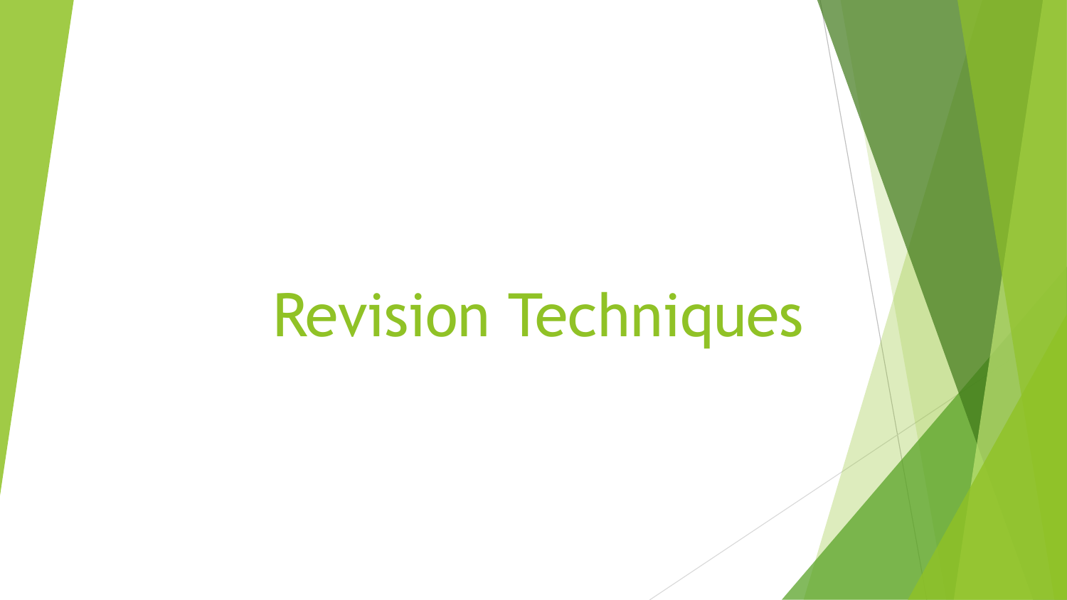# Revision Techniques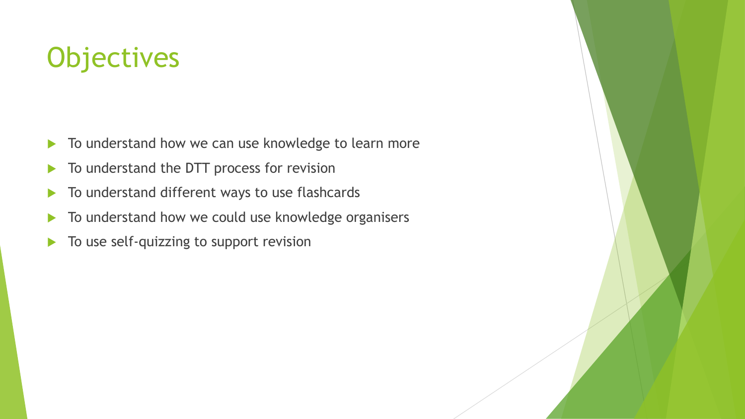# Objectives

- To understand how we can use knowledge to learn more
- To understand the DTT process for revision
- To understand different ways to use flashcards
- To understand how we could use knowledge organisers
- To use self-quizzing to support revision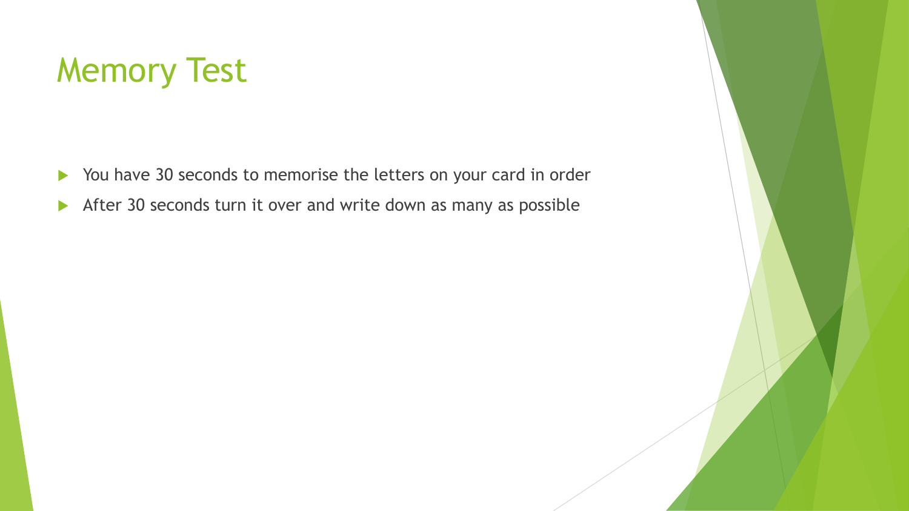# Memory Test

- You have 30 seconds to memorise the letters on your card in order
- After 30 seconds turn it over and write down as many as possible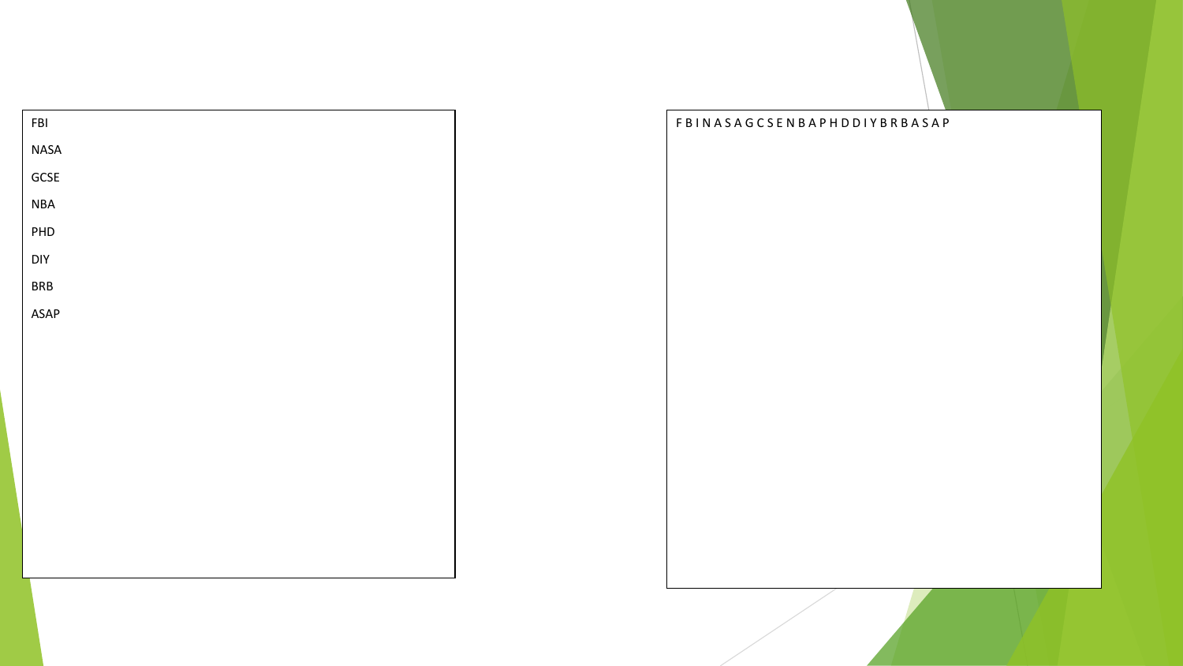FBI

NASA

GCSE

NBA

PHD

DIY

BRB

ASAP

F B I N A S A G C S E N B A P H D D I Y B R B A S A P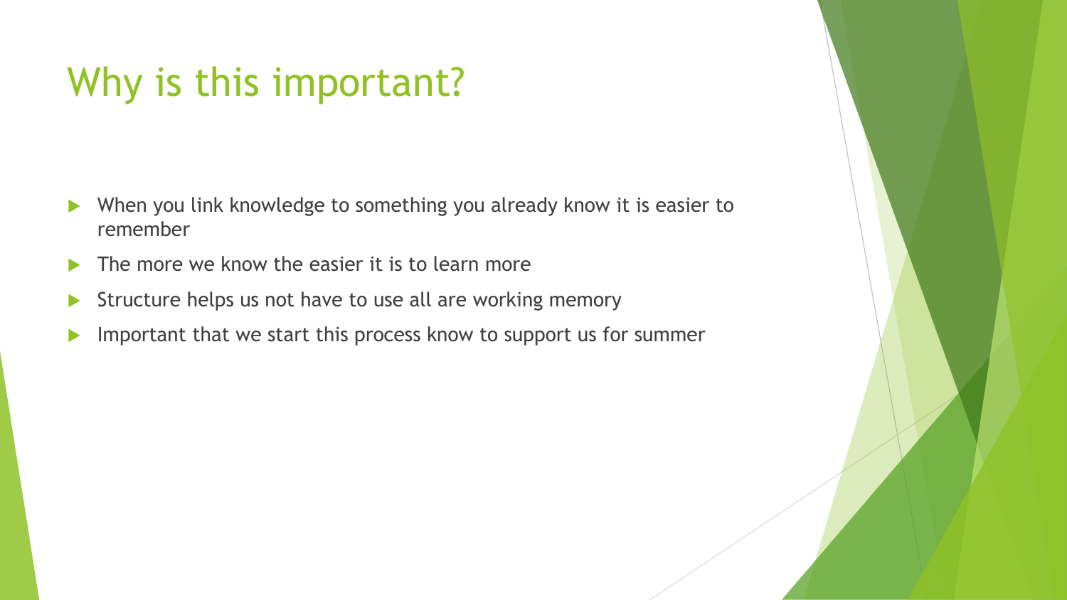# Why is this important?

- When you link knowledge to something you already know it is easier to remember
- The more we know the easier it is to learn more
- Structure helps us not have to use all are working memory
- Important that we start this process know to support us for summer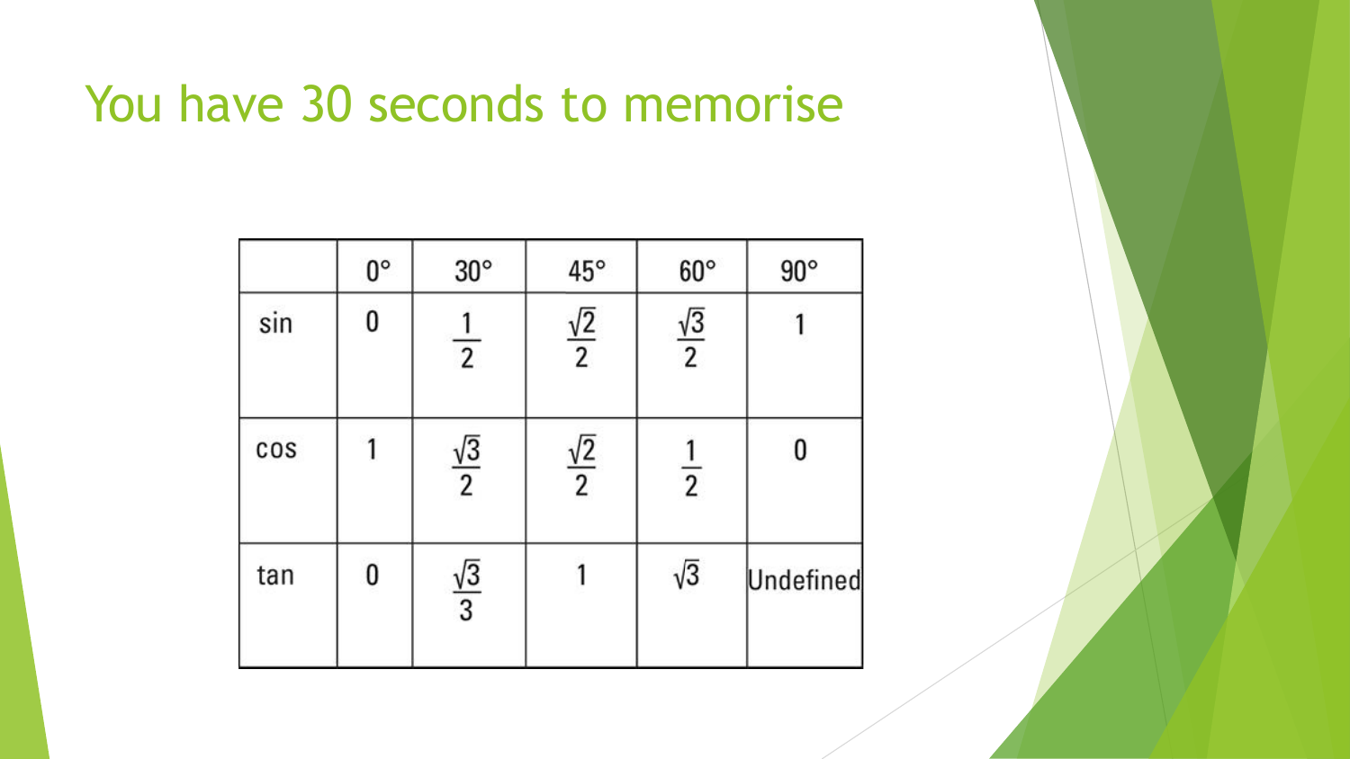# You have 30 seconds to memorise

| | 0° | 30° | 45° | 60° | 90° |
|---|---|---|---|---|---|
| sin | 0 | $\frac{1}{2}$ | $\frac{\sqrt{2}}{2}$ | $\frac{\sqrt{3}}{2}$ | 1 |
| cos | 1 | $\frac{\sqrt{3}}{2}$ | $\frac{\sqrt{2}}{2}$ | $\frac{1}{2}$ | 0 |
| tan | 0 | $\frac{\sqrt{3}}{3}$ | 1 | $\sqrt{3}$ | Undefined |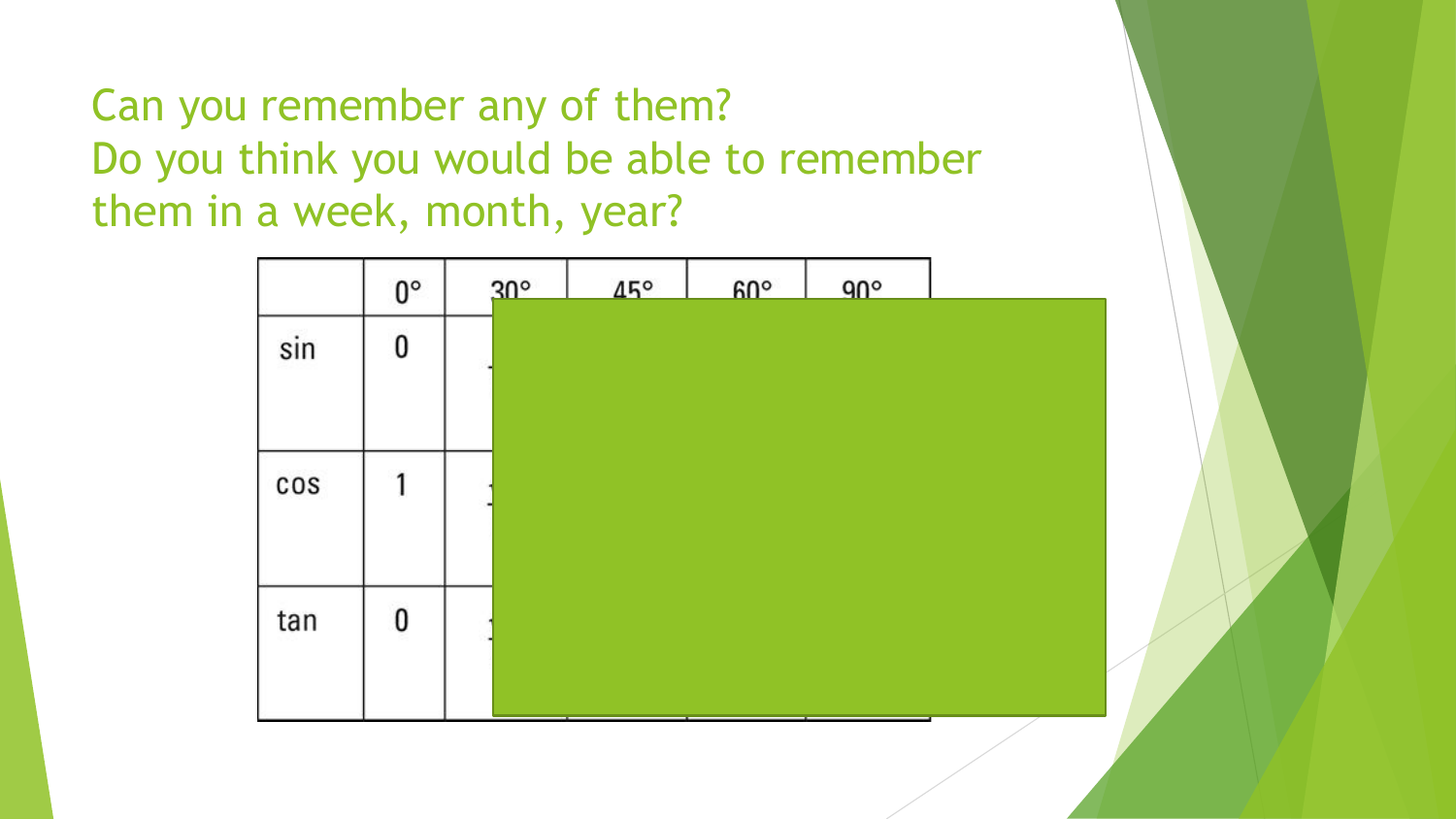Can you remember any of them?
Do you think you would be able to remember them in a week, month, year?

|  | 0° | 30° | 45° | 60° | 90° |
| --- | --- | --- | --- | --- | --- |
| sin | 0 |  |  |  |  |
| cos | 1 |  |  |  |  |
| tan | 0 |  |  |  |  |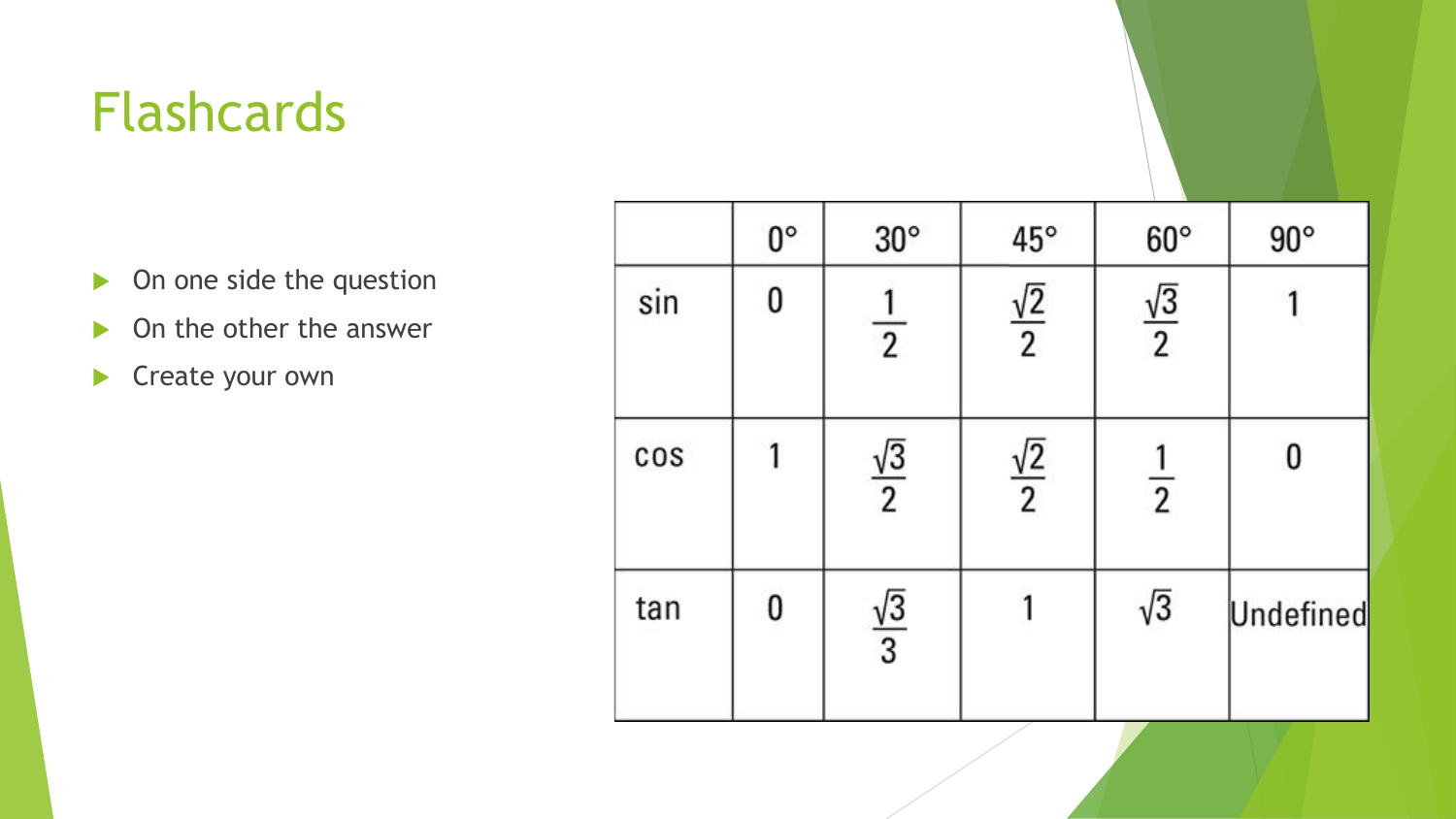# Flashcards

- On one side the question
- On the other the answer
- Create your own

| | 0° | 30° | 45° | 60° | 90° |
|---|---|---|---|---|---|
| sin | 0 | $\frac{1}{2}$ | $\frac{\sqrt{2}}{2}$ | $\frac{\sqrt{3}}{2}$ | 1 |
| cos | 1 | $\frac{\sqrt{3}}{2}$ | $\frac{\sqrt{2}}{2}$ | $\frac{1}{2}$ | 0 |
| tan | 0 | $\frac{\sqrt{3}}{3}$ | 1 | $\sqrt{3}$ | Undefined |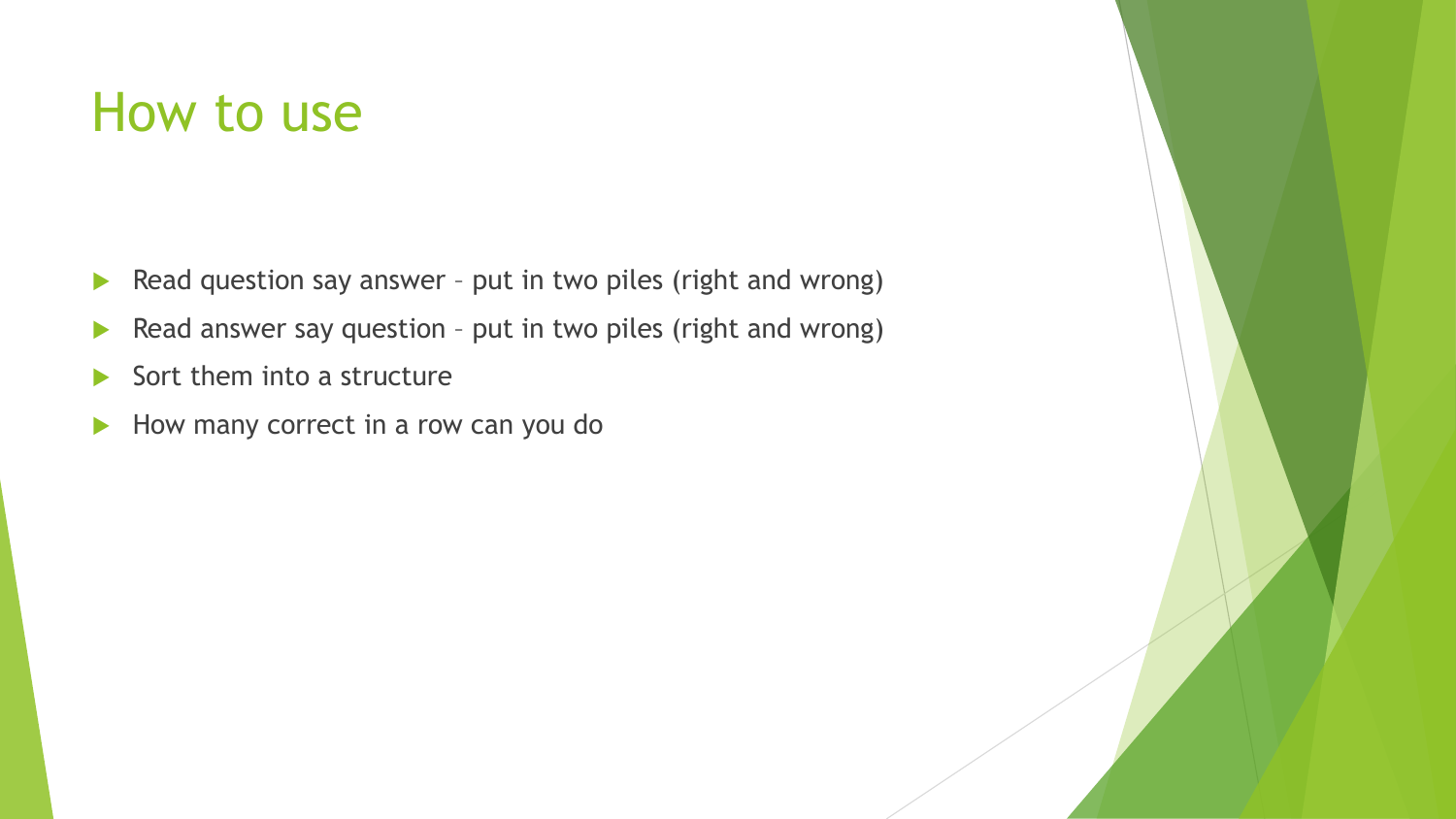# How to use

- Read question say answer – put in two piles (right and wrong)
- Read answer say question – put in two piles (right and wrong)
- Sort them into a structure
- How many correct in a row can you do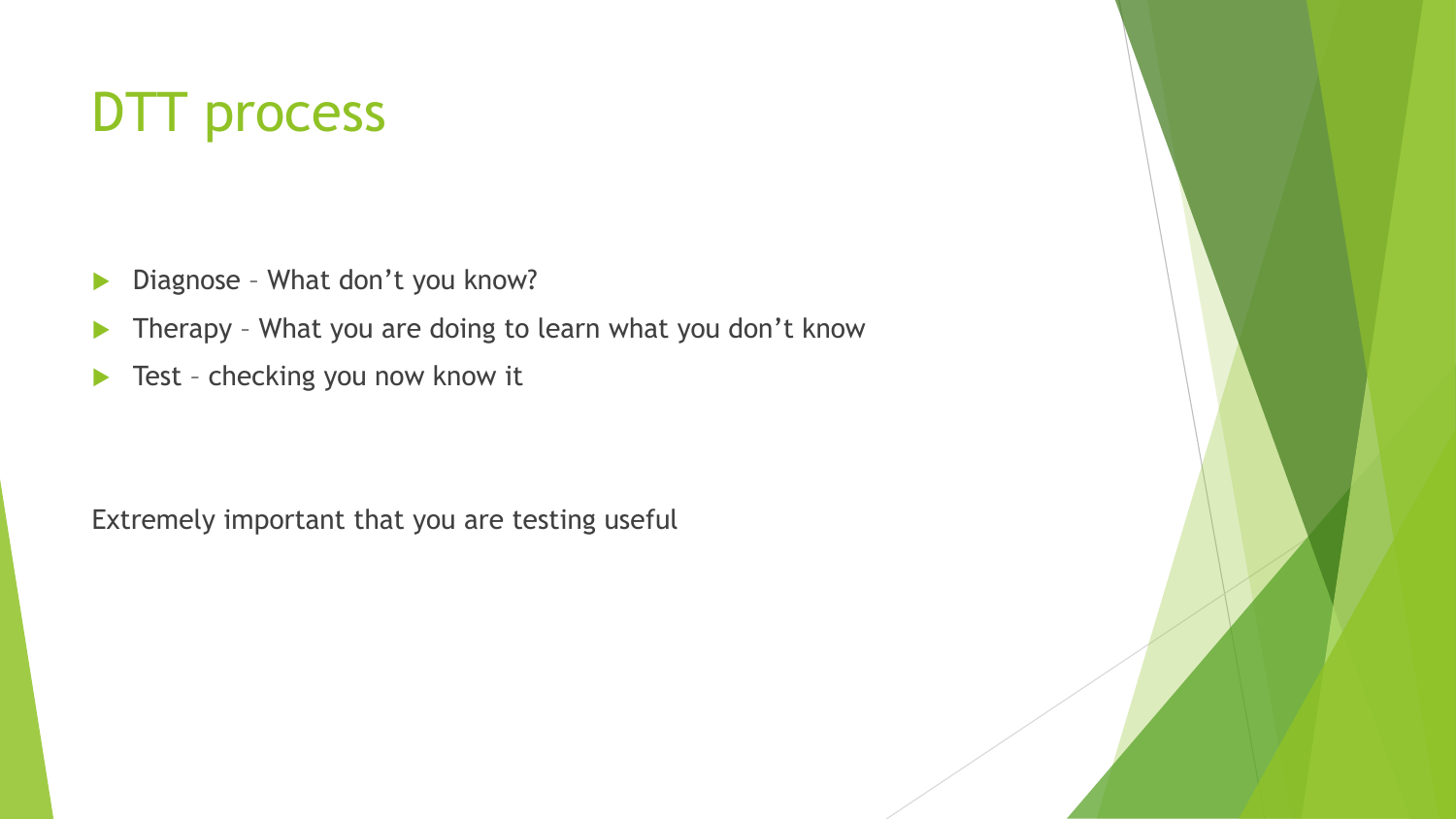# DTT process

- Diagnose – What don't you know?
- Therapy – What you are doing to learn what you don't know
- Test – checking you now know it

Extremely important that you are testing useful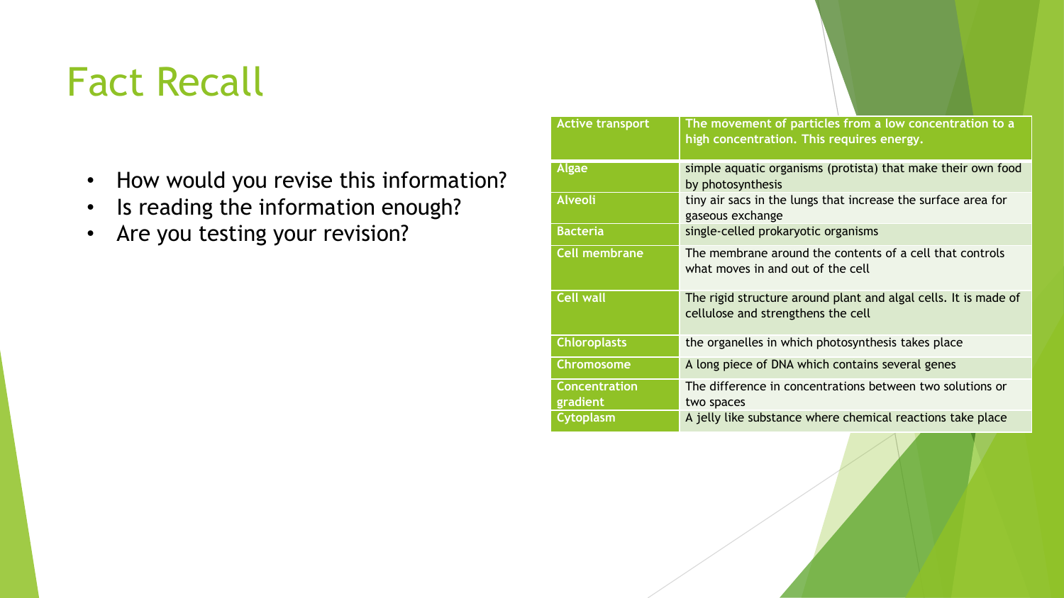# Fact Recall

- How would you revise this information?
- Is reading the information enough?
- Are you testing your revision?

| Active transport | The movement of particles from a low concentration to a high concentration. This requires energy. |
| --- | --- |
| Algae | simple aquatic organisms (protista) that make their own food by photosynthesis |
| Alveoli | tiny air sacs in the lungs that increase the surface area for gaseous exchange |
| Bacteria | single-celled prokaryotic organisms |
| Cell membrane | The membrane around the contents of a cell that controls what moves in and out of the cell |
| Cell wall | The rigid structure around plant and algal cells. It is made of cellulose and strengthens the cell |
| Chloroplasts | the organelles in which photosynthesis takes place |
| Chromosome | A long piece of DNA which contains several genes |
| Concentration gradient | The difference in concentrations between two solutions or two spaces |
| Cytoplasm | A jelly like substance where chemical reactions take place |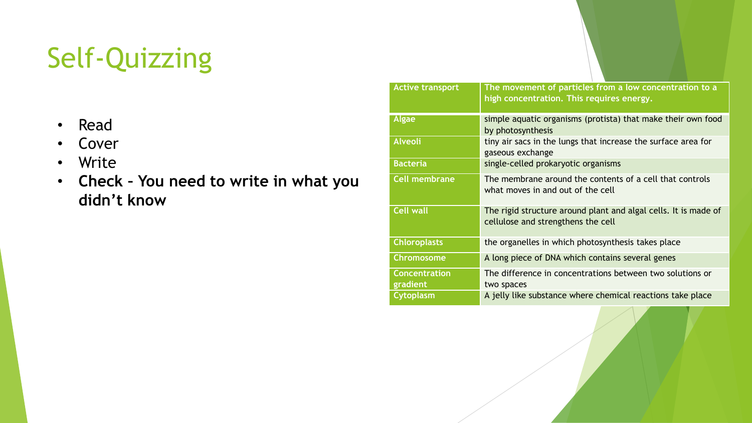# Self-Quizzing

- Read
- Cover
- Write
- **Check – You need to write in what you didn't know**

| Active transport | The movement of particles from a low concentration to a high concentration. This requires energy. |
|---|---|
| Algae | simple aquatic organisms (protista) that make their own food by photosynthesis |
| Alveoli | tiny air sacs in the lungs that increase the surface area for gaseous exchange |
| Bacteria | single-celled prokaryotic organisms |
| Cell membrane | The membrane around the contents of a cell that controls what moves in and out of the cell |
| Cell wall | The rigid structure around plant and algal cells. It is made of cellulose and strengthens the cell |
| Chloroplasts | the organelles in which photosynthesis takes place |
| Chromosome | A long piece of DNA which contains several genes |
| Concentration gradient | The difference in concentrations between two solutions or two spaces |
| Cytoplasm | A jelly like substance where chemical reactions take place |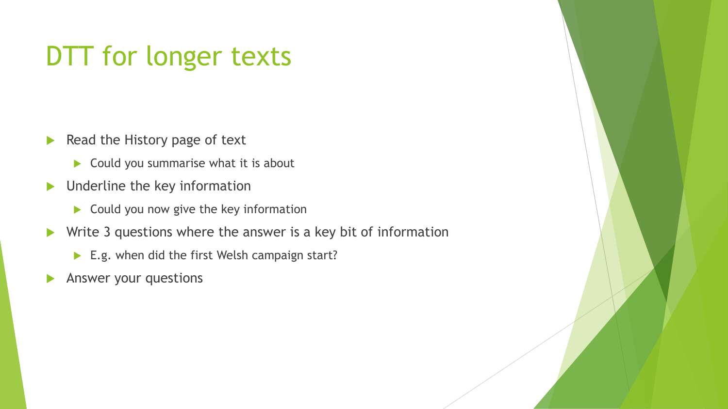# DTT for longer texts

- Read the History page of text
  - Could you summarise what it is about
- Underline the key information
  - Could you now give the key information
- Write 3 questions where the answer is a key bit of information
  - E.g. when did the first Welsh campaign start?
- Answer your questions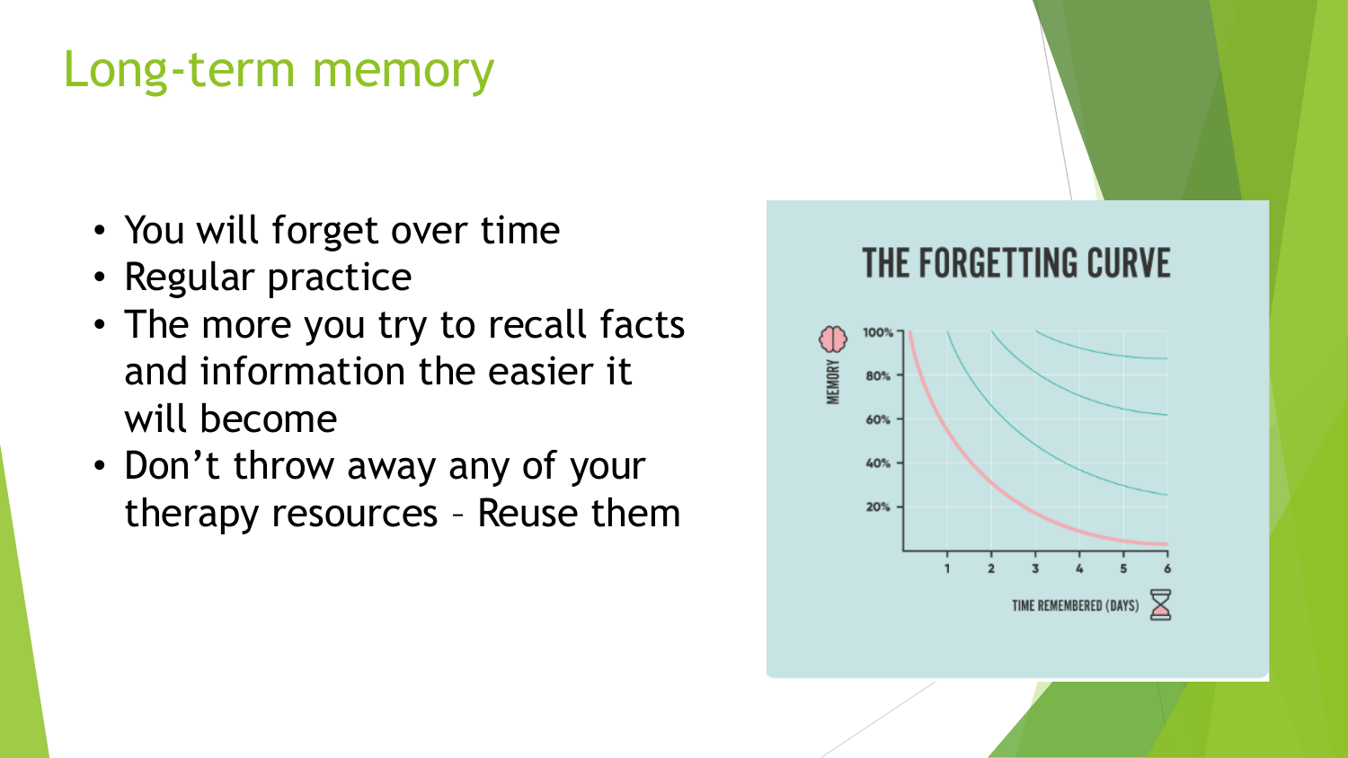# Long-term memory

- You will forget over time
- Regular practice
- The more you try to recall facts and information the easier it will become
- Don't throw away any of your therapy resources – Reuse them

THE FORGETTING CURVE

MEMORY

100%
80%
60%
40%
20%

1 2 3 4 5 6

TIME REMEMBERED (DAYS)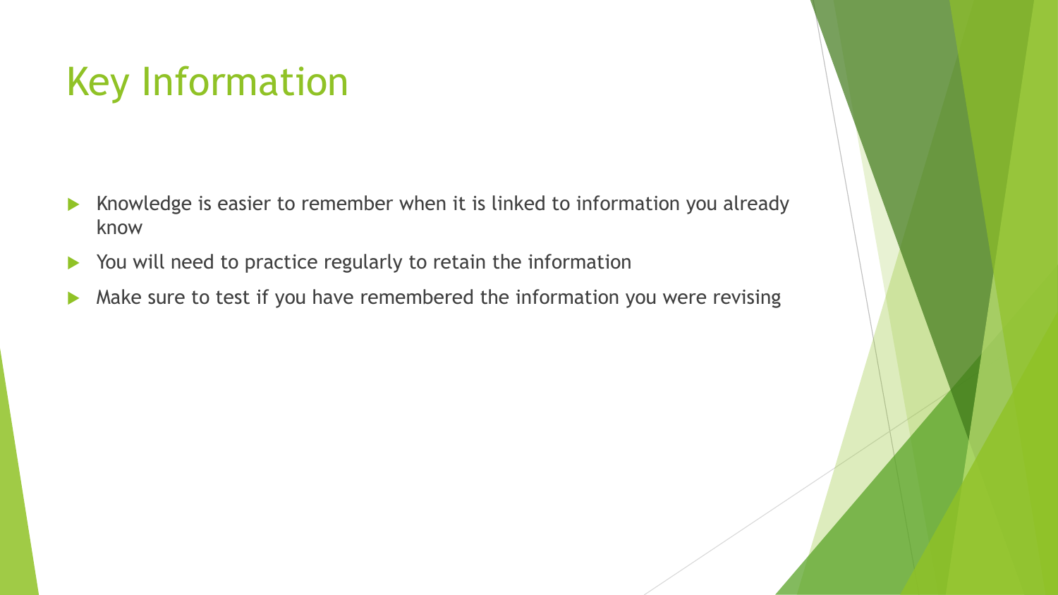# Key Information

- Knowledge is easier to remember when it is linked to information you already know
- You will need to practice regularly to retain the information
- Make sure to test if you have remembered the information you were revising